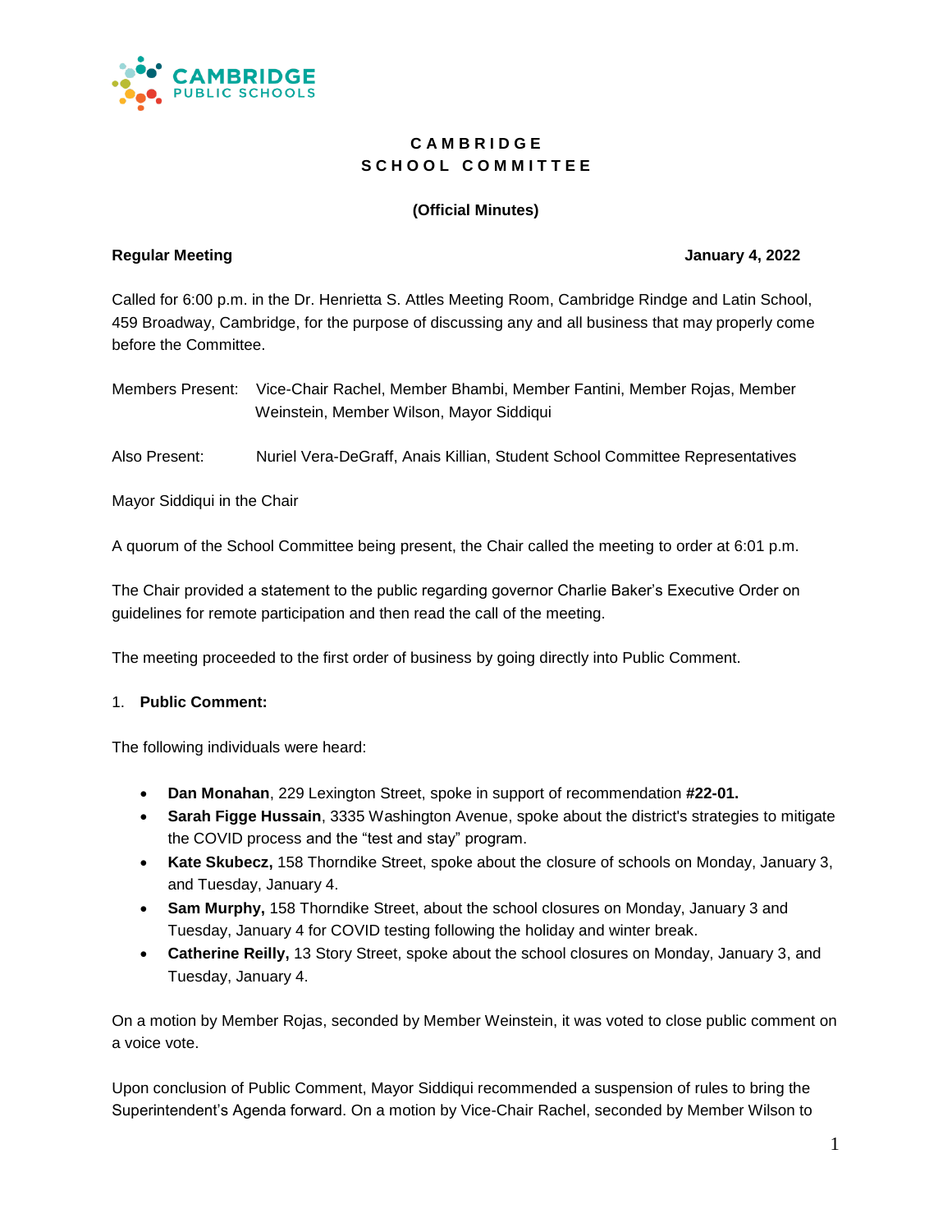# CAMBRIDGE SCHOOL COMMITTEE

**(Official Minutes)**

**Regular Meeting** **January 4, 2022**

Called for 6:00 p.m. in the Dr. Henrietta S. Attles Meeting Room, Cambridge Rindge and Latin School, 459 Broadway, Cambridge, for the purpose of discussing any and all business that may properly come before the Committee.

Members Present: Vice-Chair Rachel, Member Bhambi, Member Fantini, Member Rojas, Member Weinstein, Member Wilson, Mayor Siddiqui

Also Present: Nuriel Vera-DeGraff, Anais Killian, Student School Committee Representatives

Mayor Siddiqui in the Chair

A quorum of the School Committee being present, the Chair called the meeting to order at 6:01 p.m.

The Chair provided a statement to the public regarding governor Charlie Baker's Executive Order on guidelines for remote participation and then read the call of the meeting.

The meeting proceeded to the first order of business by going directly into Public Comment.

1. **Public Comment:**

The following individuals were heard:

- **Dan Monahan**, 229 Lexington Street, spoke in support of recommendation **#22-01.**
- **Sarah Figge Hussain**, 3335 Washington Avenue, spoke about the district's strategies to mitigate the COVID process and the "test and stay" program.
- **Kate Skubecz,** 158 Thorndike Street, spoke about the closure of schools on Monday, January 3, and Tuesday, January 4.
- **Sam Murphy,** 158 Thorndike Street, about the school closures on Monday, January 3 and Tuesday, January 4 for COVID testing following the holiday and winter break.
- **Catherine Reilly,** 13 Story Street, spoke about the school closures on Monday, January 3, and Tuesday, January 4.

On a motion by Member Rojas, seconded by Member Weinstein, it was voted to close public comment on a voice vote.

Upon conclusion of Public Comment, Mayor Siddiqui recommended a suspension of rules to bring the Superintendent's Agenda forward. On a motion by Vice-Chair Rachel, seconded by Member Wilson to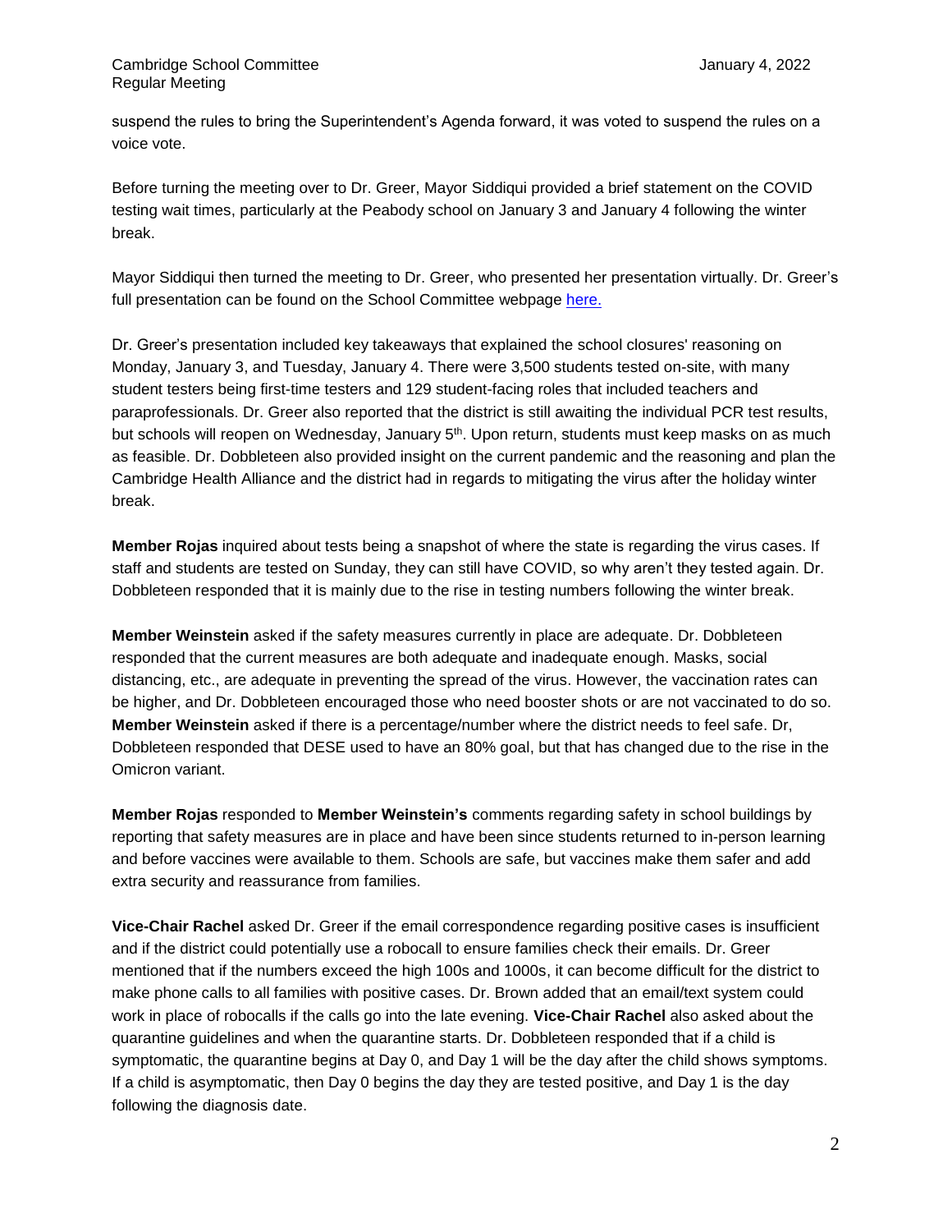suspend the rules to bring the Superintendent's Agenda forward, it was voted to suspend the rules on a voice vote.

Before turning the meeting over to Dr. Greer, Mayor Siddiqui provided a brief statement on the COVID testing wait times, particularly at the Peabody school on January 3 and January 4 following the winter break.

Mayor Siddiqui then turned the meeting to Dr. Greer, who presented her presentation virtually. Dr. Greer's full presentation can be found on the School Committee webpage here.

Dr. Greer's presentation included key takeaways that explained the school closures' reasoning on Monday, January 3, and Tuesday, January 4. There were 3,500 students tested on-site, with many student testers being first-time testers and 129 student-facing roles that included teachers and paraprofessionals. Dr. Greer also reported that the district is still awaiting the individual PCR test results, but schools will reopen on Wednesday, January 5th. Upon return, students must keep masks on as much as feasible. Dr. Dobbleteen also provided insight on the current pandemic and the reasoning and plan the Cambridge Health Alliance and the district had in regards to mitigating the virus after the holiday winter break.

**Member Rojas** inquired about tests being a snapshot of where the state is regarding the virus cases. If staff and students are tested on Sunday, they can still have COVID, so why aren't they tested again. Dr. Dobbleteen responded that it is mainly due to the rise in testing numbers following the winter break.

**Member Weinstein** asked if the safety measures currently in place are adequate. Dr. Dobbleteen responded that the current measures are both adequate and inadequate enough. Masks, social distancing, etc., are adequate in preventing the spread of the virus. However, the vaccination rates can be higher, and Dr. Dobbleteen encouraged those who need booster shots or are not vaccinated to do so. **Member Weinstein** asked if there is a percentage/number where the district needs to feel safe. Dr, Dobbleteen responded that DESE used to have an 80% goal, but that has changed due to the rise in the Omicron variant.

**Member Rojas** responded to **Member Weinstein's** comments regarding safety in school buildings by reporting that safety measures are in place and have been since students returned to in-person learning and before vaccines were available to them. Schools are safe, but vaccines make them safer and add extra security and reassurance from families.

**Vice-Chair Rachel** asked Dr. Greer if the email correspondence regarding positive cases is insufficient and if the district could potentially use a robocall to ensure families check their emails. Dr. Greer mentioned that if the numbers exceed the high 100s and 1000s, it can become difficult for the district to make phone calls to all families with positive cases. Dr. Brown added that an email/text system could work in place of robocalls if the calls go into the late evening. **Vice-Chair Rachel** also asked about the quarantine guidelines and when the quarantine starts. Dr. Dobbleteen responded that if a child is symptomatic, the quarantine begins at Day 0, and Day 1 will be the day after the child shows symptoms. If a child is asymptomatic, then Day 0 begins the day they are tested positive, and Day 1 is the day following the diagnosis date.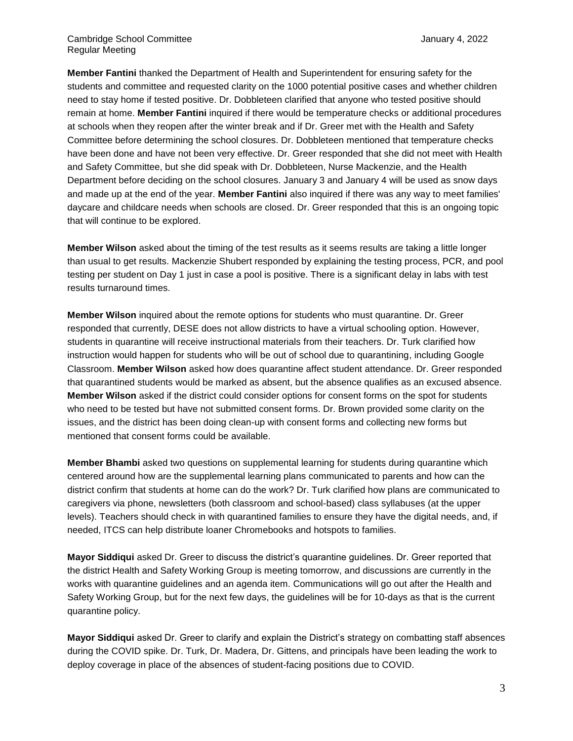**Member Fantini** thanked the Department of Health and Superintendent for ensuring safety for the students and committee and requested clarity on the 1000 potential positive cases and whether children need to stay home if tested positive. Dr. Dobbleteen clarified that anyone who tested positive should remain at home. **Member Fantini** inquired if there would be temperature checks or additional procedures at schools when they reopen after the winter break and if Dr. Greer met with the Health and Safety Committee before determining the school closures. Dr. Dobbleteen mentioned that temperature checks have been done and have not been very effective. Dr. Greer responded that she did not meet with Health and Safety Committee, but she did speak with Dr. Dobbleteen, Nurse Mackenzie, and the Health Department before deciding on the school closures. January 3 and January 4 will be used as snow days and made up at the end of the year. **Member Fantini** also inquired if there was any way to meet families' daycare and childcare needs when schools are closed. Dr. Greer responded that this is an ongoing topic that will continue to be explored.

**Member Wilson** asked about the timing of the test results as it seems results are taking a little longer than usual to get results. Mackenzie Shubert responded by explaining the testing process, PCR, and pool testing per student on Day 1 just in case a pool is positive. There is a significant delay in labs with test results turnaround times.

**Member Wilson** inquired about the remote options for students who must quarantine. Dr. Greer responded that currently, DESE does not allow districts to have a virtual schooling option. However, students in quarantine will receive instructional materials from their teachers. Dr. Turk clarified how instruction would happen for students who will be out of school due to quarantining, including Google Classroom. **Member Wilson** asked how does quarantine affect student attendance. Dr. Greer responded that quarantined students would be marked as absent, but the absence qualifies as an excused absence. **Member Wilson** asked if the district could consider options for consent forms on the spot for students who need to be tested but have not submitted consent forms. Dr. Brown provided some clarity on the issues, and the district has been doing clean-up with consent forms and collecting new forms but mentioned that consent forms could be available.

**Member Bhambi** asked two questions on supplemental learning for students during quarantine which centered around how are the supplemental learning plans communicated to parents and how can the district confirm that students at home can do the work? Dr. Turk clarified how plans are communicated to caregivers via phone, newsletters (both classroom and school-based) class syllabuses (at the upper levels). Teachers should check in with quarantined families to ensure they have the digital needs, and, if needed, ITCS can help distribute loaner Chromebooks and hotspots to families.

**Mayor Siddiqui** asked Dr. Greer to discuss the district's quarantine guidelines. Dr. Greer reported that the district Health and Safety Working Group is meeting tomorrow, and discussions are currently in the works with quarantine guidelines and an agenda item. Communications will go out after the Health and Safety Working Group, but for the next few days, the guidelines will be for 10-days as that is the current quarantine policy.

**Mayor Siddiqui** asked Dr. Greer to clarify and explain the District's strategy on combatting staff absences during the COVID spike. Dr. Turk, Dr. Madera, Dr. Gittens, and principals have been leading the work to deploy coverage in place of the absences of student-facing positions due to COVID.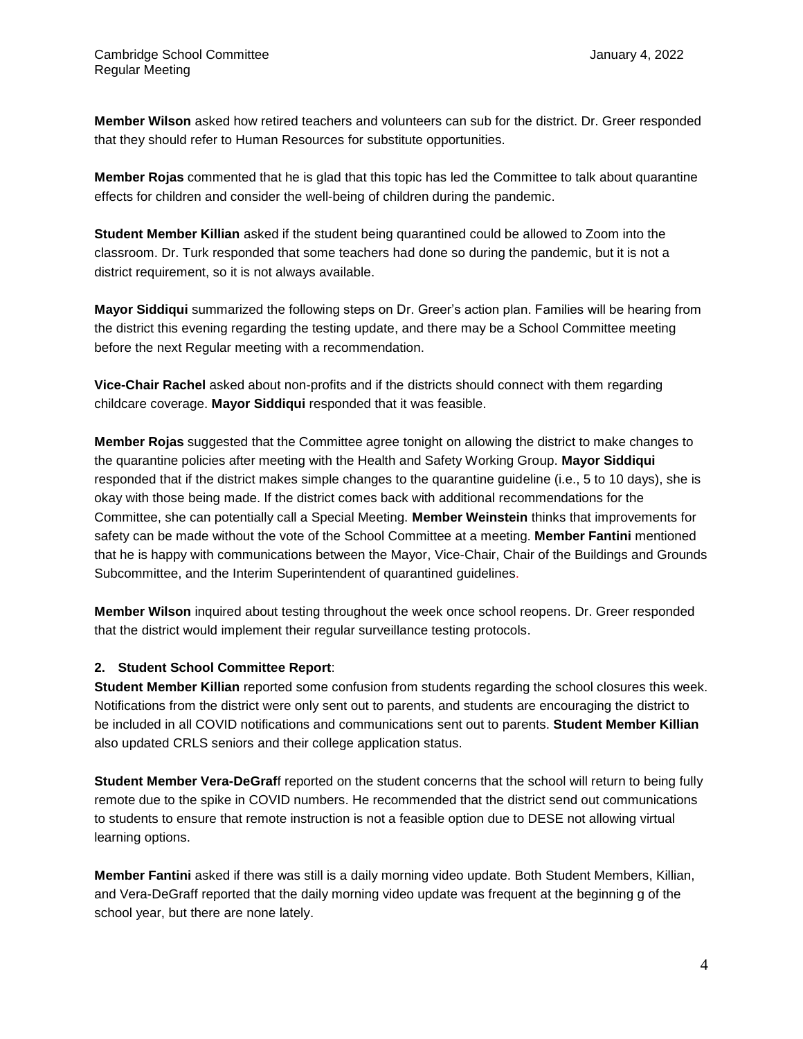**Member Wilson** asked how retired teachers and volunteers can sub for the district. Dr. Greer responded that they should refer to Human Resources for substitute opportunities.

**Member Rojas** commented that he is glad that this topic has led the Committee to talk about quarantine effects for children and consider the well-being of children during the pandemic.

**Student Member Killian** asked if the student being quarantined could be allowed to Zoom into the classroom. Dr. Turk responded that some teachers had done so during the pandemic, but it is not a district requirement, so it is not always available.

**Mayor Siddiqui** summarized the following steps on Dr. Greer's action plan. Families will be hearing from the district this evening regarding the testing update, and there may be a School Committee meeting before the next Regular meeting with a recommendation.

**Vice-Chair Rachel** asked about non-profits and if the districts should connect with them regarding childcare coverage. **Mayor Siddiqui** responded that it was feasible.

**Member Rojas** suggested that the Committee agree tonight on allowing the district to make changes to the quarantine policies after meeting with the Health and Safety Working Group. **Mayor Siddiqui** responded that if the district makes simple changes to the quarantine guideline (i.e., 5 to 10 days), she is okay with those being made. If the district comes back with additional recommendations for the Committee, she can potentially call a Special Meeting. **Member Weinstein** thinks that improvements for safety can be made without the vote of the School Committee at a meeting. **Member Fantini** mentioned that he is happy with communications between the Mayor, Vice-Chair, Chair of the Buildings and Grounds Subcommittee, and the Interim Superintendent of quarantined guidelines.

**Member Wilson** inquired about testing throughout the week once school reopens. Dr. Greer responded that the district would implement their regular surveillance testing protocols.

**2. Student School Committee Report**:

**Student Member Killian** reported some confusion from students regarding the school closures this week. Notifications from the district were only sent out to parents, and students are encouraging the district to be included in all COVID notifications and communications sent out to parents. **Student Member Killian** also updated CRLS seniors and their college application status.

**Student Member Vera-DeGraff** reported on the student concerns that the school will return to being fully remote due to the spike in COVID numbers. He recommended that the district send out communications to students to ensure that remote instruction is not a feasible option due to DESE not allowing virtual learning options.

**Member Fantini** asked if there was still is a daily morning video update. Both Student Members, Killian, and Vera-DeGraff reported that the daily morning video update was frequent at the beginning g of the school year, but there are none lately.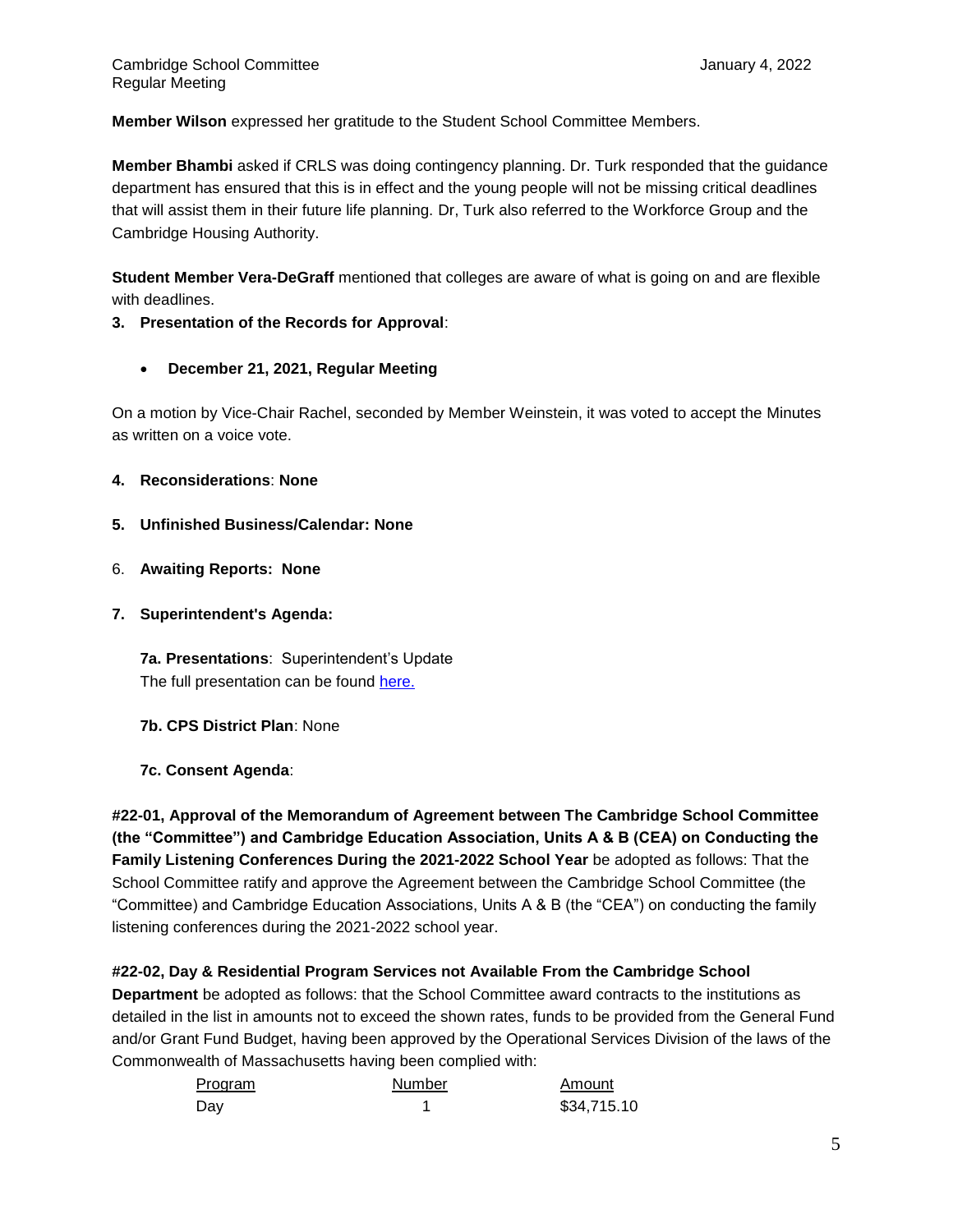**Member Wilson** expressed her gratitude to the Student School Committee Members.

**Member Bhambi** asked if CRLS was doing contingency planning. Dr. Turk responded that the guidance department has ensured that this is in effect and the young people will not be missing critical deadlines that will assist them in their future life planning. Dr, Turk also referred to the Workforce Group and the Cambridge Housing Authority.

**Student Member Vera-DeGraff** mentioned that colleges are aware of what is going on and are flexible with deadlines.

**3. Presentation of the Records for Approval**:

- **December 21, 2021, Regular Meeting**

On a motion by Vice-Chair Rachel, seconded by Member Weinstein, it was voted to accept the Minutes as written on a voice vote.

**4. Reconsiderations**: **None**

**5. Unfinished Business/Calendar: None**

6. **Awaiting Reports: None**

**7. Superintendent's Agenda:**

**7a. Presentations**: Superintendent's Update
The full presentation can be found here.

**7b. CPS District Plan**: None

**7c. Consent Agenda**:

**#22-01, Approval of the Memorandum of Agreement between The Cambridge School Committee (the "Committee") and Cambridge Education Association, Units A & B (CEA) on Conducting the Family Listening Conferences During the 2021-2022 School Year** be adopted as follows: That the School Committee ratify and approve the Agreement between the Cambridge School Committee (the "Committee) and Cambridge Education Associations, Units A & B (the "CEA") on conducting the family listening conferences during the 2021-2022 school year.

**#22-02, Day & Residential Program Services not Available From the Cambridge School Department** be adopted as follows: that the School Committee award contracts to the institutions as detailed in the list in amounts not to exceed the shown rates, funds to be provided from the General Fund and/or Grant Fund Budget, having been approved by the Operational Services Division of the laws of the Commonwealth of Massachusetts having been complied with:

| Program | Number | Amount |
|---|---|---|
| Day | 1 | $34,715.10 |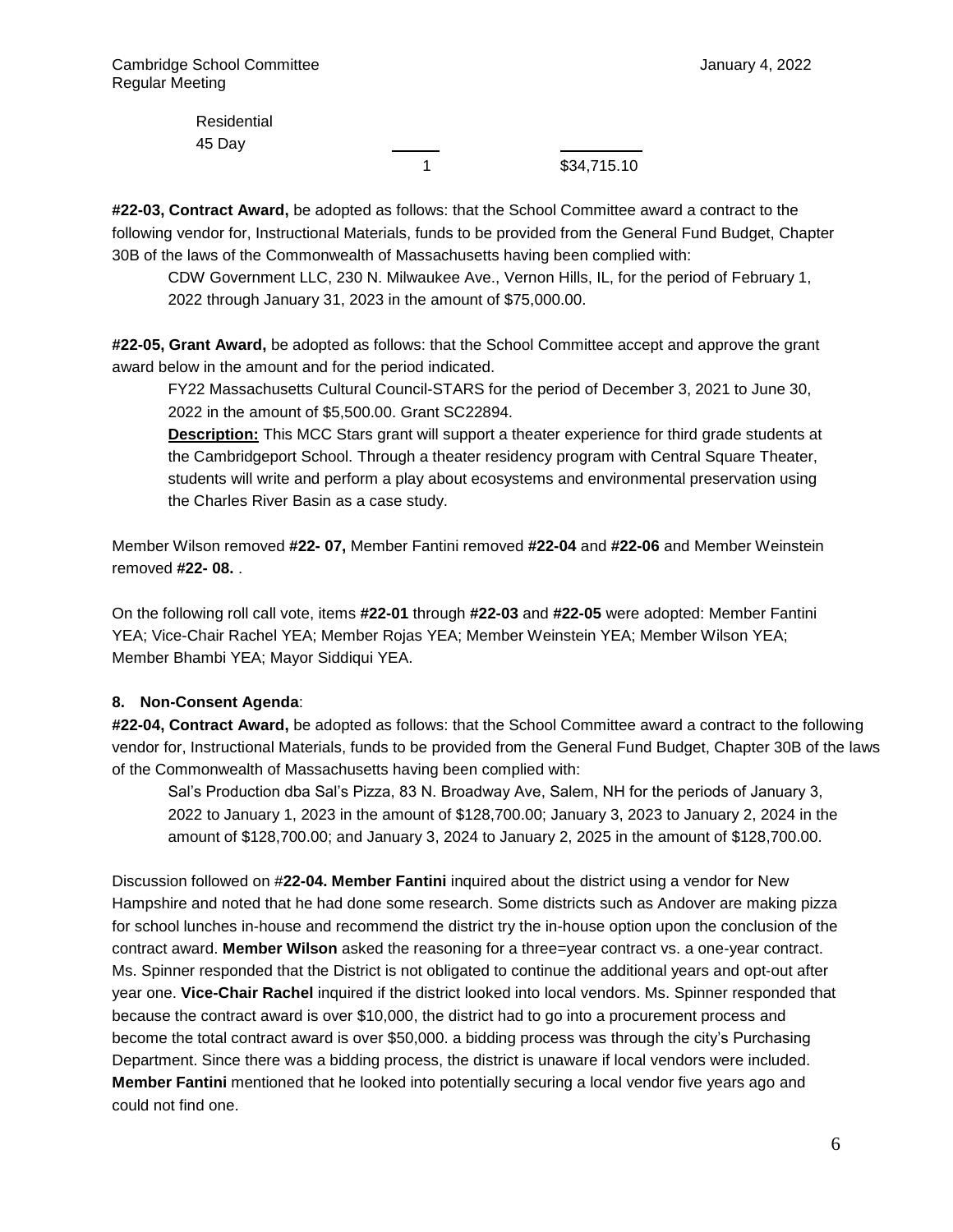| | | |
|---|---|---|
| Residential 45 Day | 1 | $34,715.10 |

**#22-03, Contract Award,** be adopted as follows: that the School Committee award a contract to the following vendor for, Instructional Materials, funds to be provided from the General Fund Budget, Chapter 30B of the laws of the Commonwealth of Massachusetts having been complied with:

CDW Government LLC, 230 N. Milwaukee Ave., Vernon Hills, IL, for the period of February 1, 2022 through January 31, 2023 in the amount of $75,000.00.

**#22-05, Grant Award,** be adopted as follows: that the School Committee accept and approve the grant award below in the amount and for the period indicated.

FY22 Massachusetts Cultural Council-STARS for the period of December 3, 2021 to June 30, 2022 in the amount of $5,500.00. Grant SC22894.

**Description:** This MCC Stars grant will support a theater experience for third grade students at the Cambridgeport School. Through a theater residency program with Central Square Theater, students will write and perform a play about ecosystems and environmental preservation using the Charles River Basin as a case study.

Member Wilson removed **#22- 07,** Member Fantini removed **#22-04** and **#22-06** and Member Weinstein removed **#22- 08.** .

On the following roll call vote, items **#22-01** through **#22-03** and **#22-05** were adopted: Member Fantini YEA; Vice-Chair Rachel YEA; Member Rojas YEA; Member Weinstein YEA; Member Wilson YEA; Member Bhambi YEA; Mayor Siddiqui YEA.

**8. Non-Consent Agenda**:

**#22-04, Contract Award,** be adopted as follows: that the School Committee award a contract to the following vendor for, Instructional Materials, funds to be provided from the General Fund Budget, Chapter 30B of the laws of the Commonwealth of Massachusetts having been complied with:

Sal's Production dba Sal's Pizza, 83 N. Broadway Ave, Salem, NH for the periods of January 3, 2022 to January 1, 2023 in the amount of $128,700.00; January 3, 2023 to January 2, 2024 in the amount of $128,700.00; and January 3, 2024 to January 2, 2025 in the amount of $128,700.00.

Discussion followed on #**22-04. Member Fantini** inquired about the district using a vendor for New Hampshire and noted that he had done some research. Some districts such as Andover are making pizza for school lunches in-house and recommend the district try the in-house option upon the conclusion of the contract award. **Member Wilson** asked the reasoning for a three=year contract vs. a one-year contract. Ms. Spinner responded that the District is not obligated to continue the additional years and opt-out after year one. **Vice-Chair Rachel** inquired if the district looked into local vendors. Ms. Spinner responded that because the contract award is over $10,000, the district had to go into a procurement process and become the total contract award is over $50,000. a bidding process was through the city's Purchasing Department. Since there was a bidding process, the district is unaware if local vendors were included. **Member Fantini** mentioned that he looked into potentially securing a local vendor five years ago and could not find one.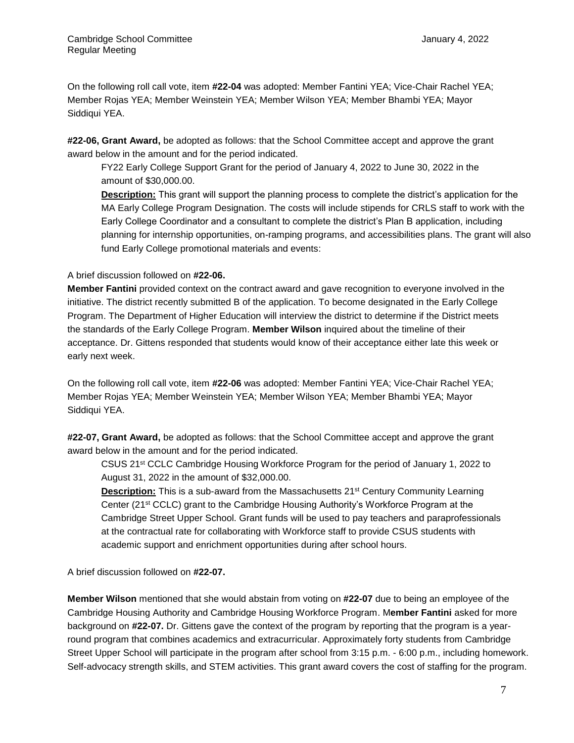On the following roll call vote, item **#22-04** was adopted: Member Fantini YEA; Vice-Chair Rachel YEA; Member Rojas YEA; Member Weinstein YEA; Member Wilson YEA; Member Bhambi YEA; Mayor Siddiqui YEA.

**#22-06, Grant Award,** be adopted as follows: that the School Committee accept and approve the grant award below in the amount and for the period indicated.

> FY22 Early College Support Grant for the period of January 4, 2022 to June 30, 2022 in the amount of $30,000.00.
>
> **Description:** This grant will support the planning process to complete the district's application for the MA Early College Program Designation. The costs will include stipends for CRLS staff to work with the Early College Coordinator and a consultant to complete the district's Plan B application, including planning for internship opportunities, on-ramping programs, and accessibilities plans. The grant will also fund Early College promotional materials and events:

A brief discussion followed on **#22-06.**

**Member Fantini** provided context on the contract award and gave recognition to everyone involved in the initiative. The district recently submitted B of the application. To become designated in the Early College Program. The Department of Higher Education will interview the district to determine if the District meets the standards of the Early College Program. **Member Wilson** inquired about the timeline of their acceptance. Dr. Gittens responded that students would know of their acceptance either late this week or early next week.

On the following roll call vote, item **#22-06** was adopted: Member Fantini YEA; Vice-Chair Rachel YEA; Member Rojas YEA; Member Weinstein YEA; Member Wilson YEA; Member Bhambi YEA; Mayor Siddiqui YEA.

**#22-07, Grant Award,** be adopted as follows: that the School Committee accept and approve the grant award below in the amount and for the period indicated.

> CSUS 21st CCLC Cambridge Housing Workforce Program for the period of January 1, 2022 to August 31, 2022 in the amount of $32,000.00.
>
> **Description:** This is a sub-award from the Massachusetts 21st Century Community Learning Center (21st CCLC) grant to the Cambridge Housing Authority's Workforce Program at the Cambridge Street Upper School. Grant funds will be used to pay teachers and paraprofessionals at the contractual rate for collaborating with Workforce staff to provide CSUS students with academic support and enrichment opportunities during after school hours.

A brief discussion followed on **#22-07.**

**Member Wilson** mentioned that she would abstain from voting on **#22-07** due to being an employee of the Cambridge Housing Authority and Cambridge Housing Workforce Program. M**ember Fantini** asked for more background on **#22-07.** Dr. Gittens gave the context of the program by reporting that the program is a year-round program that combines academics and extracurricular. Approximately forty students from Cambridge Street Upper School will participate in the program after school from 3:15 p.m. - 6:00 p.m., including homework. Self-advocacy strength skills, and STEM activities. This grant award covers the cost of staffing for the program.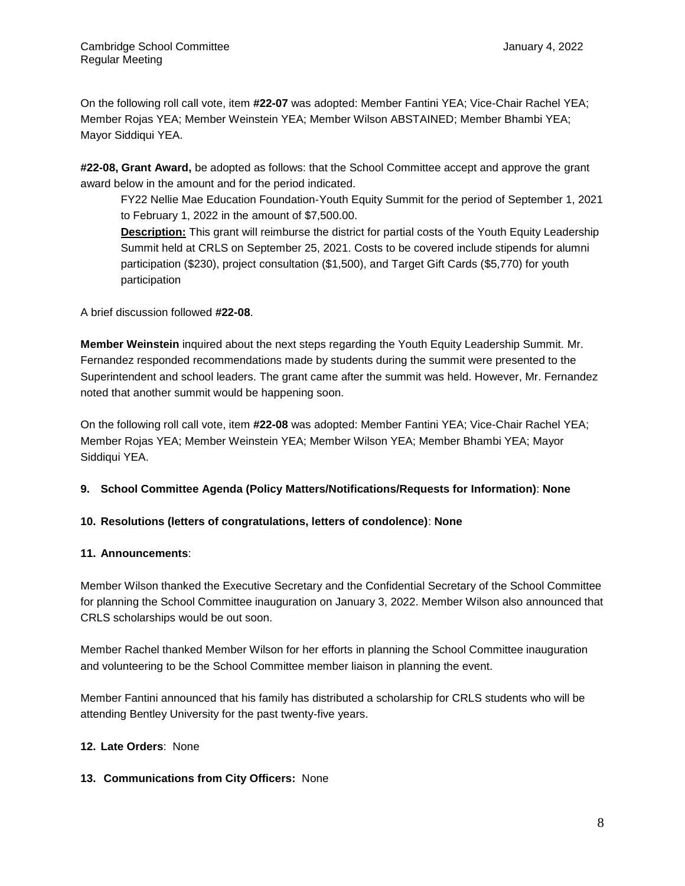On the following roll call vote, item **#22-07** was adopted: Member Fantini YEA; Vice-Chair Rachel YEA; Member Rojas YEA; Member Weinstein YEA; Member Wilson ABSTAINED; Member Bhambi YEA; Mayor Siddiqui YEA.

**#22-08, Grant Award,** be adopted as follows: that the School Committee accept and approve the grant award below in the amount and for the period indicated.

> FY22 Nellie Mae Education Foundation-Youth Equity Summit for the period of September 1, 2021 to February 1, 2022 in the amount of $7,500.00.
>
> **Description:** This grant will reimburse the district for partial costs of the Youth Equity Leadership Summit held at CRLS on September 25, 2021. Costs to be covered include stipends for alumni participation ($230), project consultation ($1,500), and Target Gift Cards ($5,770) for youth participation

A brief discussion followed **#22-08**.

**Member Weinstein** inquired about the next steps regarding the Youth Equity Leadership Summit. Mr. Fernandez responded recommendations made by students during the summit were presented to the Superintendent and school leaders. The grant came after the summit was held. However, Mr. Fernandez noted that another summit would be happening soon.

On the following roll call vote, item **#22-08** was adopted: Member Fantini YEA; Vice-Chair Rachel YEA; Member Rojas YEA; Member Weinstein YEA; Member Wilson YEA; Member Bhambi YEA; Mayor Siddiqui YEA.

**9. School Committee Agenda (Policy Matters/Notifications/Requests for Information)**: **None**

**10. Resolutions (letters of congratulations, letters of condolence)**: **None**

**11. Announcements**:

Member Wilson thanked the Executive Secretary and the Confidential Secretary of the School Committee for planning the School Committee inauguration on January 3, 2022. Member Wilson also announced that CRLS scholarships would be out soon.

Member Rachel thanked Member Wilson for her efforts in planning the School Committee inauguration and volunteering to be the School Committee member liaison in planning the event.

Member Fantini announced that his family has distributed a scholarship for CRLS students who will be attending Bentley University for the past twenty-five years.

**12. Late Orders**: None

**13. Communications from City Officers:** None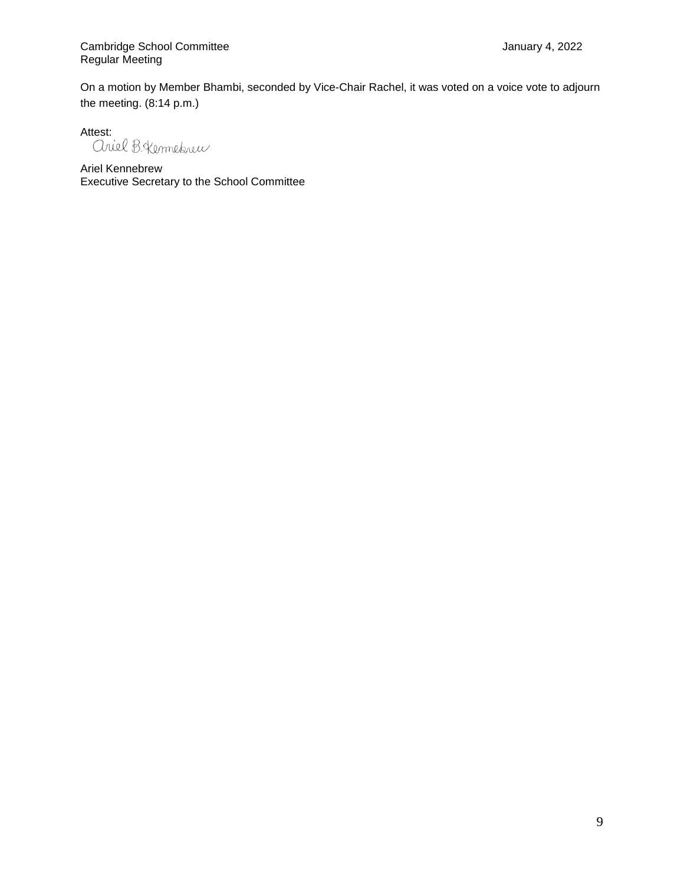On a motion by Member Bhambi, seconded by Vice-Chair Rachel, it was voted on a voice vote to adjourn the meeting. (8:14 p.m.)

Attest:

Ariel B. Kennebrew

Ariel Kennebrew
Executive Secretary to the School Committee